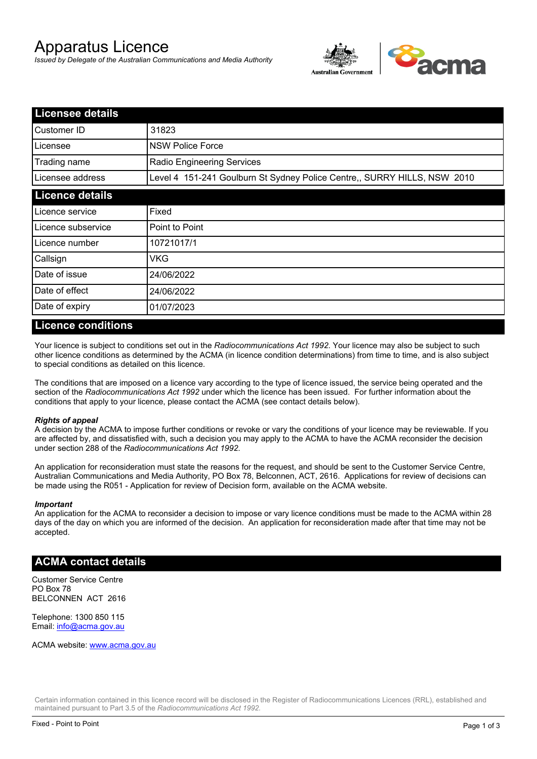# Apparatus Licence

*Issued by Delegate of the Australian Communications and Media Authority*

## Licensee details

| Licensee details | |
|---|---|
| Customer ID | 31823 |
| Licensee | NSW Police Force |
| Trading name | Radio Engineering Services |
| Licensee address | Level 4 151-241 Goulburn St Sydney Police Centre,, SURRY HILLS, NSW 2010 |

## Licence details

| Licence details | |
|---|---|
| Licence service | Fixed |
| Licence subservice | Point to Point |
| Licence number | 10721017/1 |
| Callsign | VKG |
| Date of issue | 24/06/2022 |
| Date of effect | 24/06/2022 |
| Date of expiry | 01/07/2023 |

## Licence conditions

Your licence is subject to conditions set out in the *Radiocommunications Act 1992*. Your licence may also be subject to such other licence conditions as determined by the ACMA (in licence condition determinations) from time to time, and is also subject to special conditions as detailed on this licence.

The conditions that are imposed on a licence vary according to the type of licence issued, the service being operated and the section of the *Radiocommunications Act 1992* under which the licence has been issued. For further information about the conditions that apply to your licence, please contact the ACMA (see contact details below).

***Rights of appeal***

A decision by the ACMA to impose further conditions or revoke or vary the conditions of your licence may be reviewable. If you are affected by, and dissatisfied with, such a decision you may apply to the ACMA to have the ACMA reconsider the decision under section 288 of the *Radiocommunications Act 1992*.

An application for reconsideration must state the reasons for the request, and should be sent to the Customer Service Centre, Australian Communications and Media Authority, PO Box 78, Belconnen, ACT, 2616. Applications for review of decisions can be made using the R051 - Application for review of Decision form, available on the ACMA website.

***Important***

An application for the ACMA to reconsider a decision to impose or vary licence conditions must be made to the ACMA within 28 days of the day on which you are informed of the decision. An application for reconsideration made after that time may not be accepted.

## ACMA contact details

Customer Service Centre
PO Box 78
BELCONNEN ACT 2616

Telephone: 1300 850 115
Email: info@acma.gov.au

ACMA website: www.acma.gov.au

Certain information contained in this licence record will be disclosed in the Register of Radiocommunications Licences (RRL), established and maintained pursuant to Part 3.5 of the *Radiocommunications Act 1992.*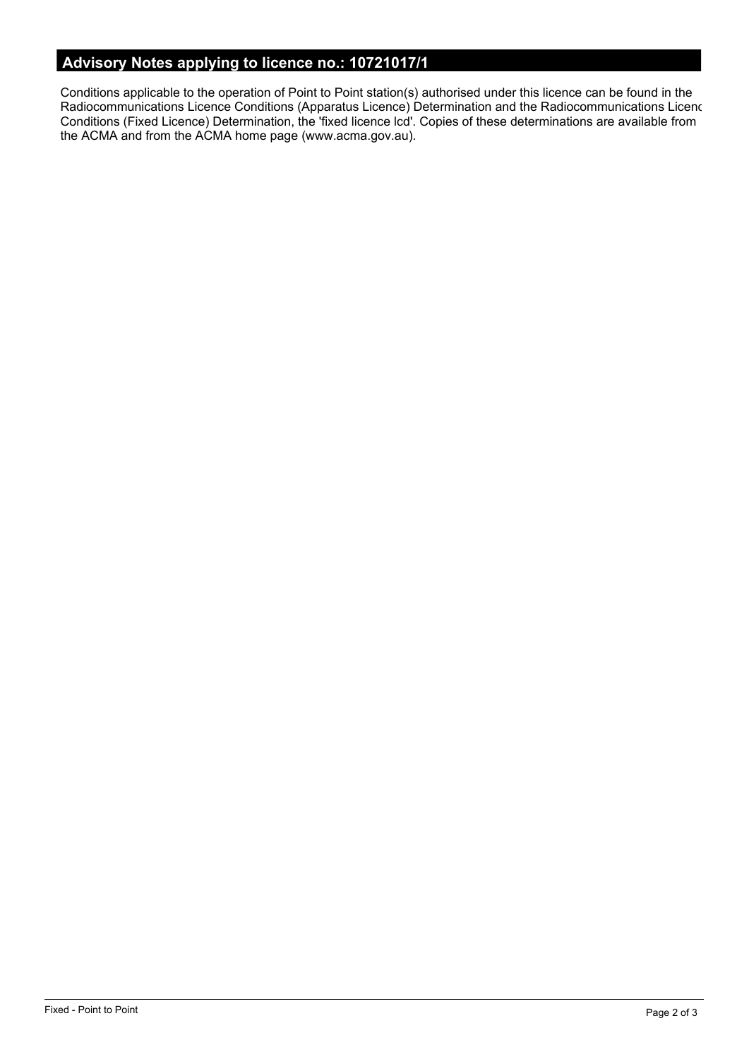## Advisory Notes applying to licence no.: 10721017/1

Conditions applicable to the operation of Point to Point station(s) authorised under this licence can be found in the Radiocommunications Licence Conditions (Apparatus Licence) Determination and the Radiocommunications Licenc Conditions (Fixed Licence) Determination, the 'fixed licence lcd'. Copies of these determinations are available from the ACMA and from the ACMA home page (www.acma.gov.au).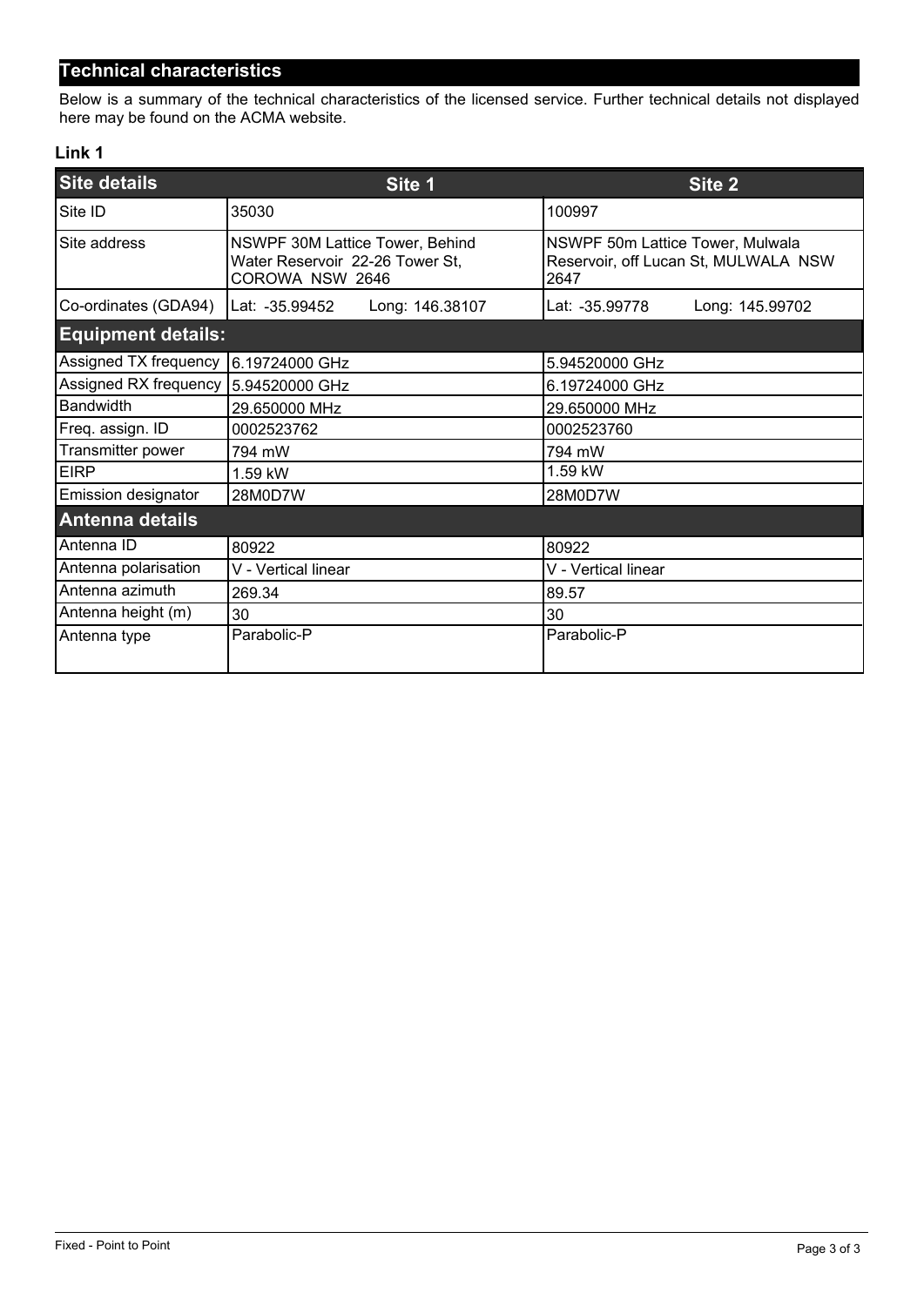## Technical characteristics

Below is a summary of the technical characteristics of the licensed service. Further technical details not displayed here may be found on the ACMA website.

**Link 1**

| Site details | Site 1 | Site 2 |
|---|---|---|
| Site ID | 35030 | 100997 |
| Site address | NSWPF 30M Lattice Tower, Behind Water Reservoir 22-26 Tower St, COROWA NSW 2646 | NSWPF 50m Lattice Tower, Mulwala Reservoir, off Lucan St, MULWALA NSW 2647 |
| Co-ordinates (GDA94) | Lat: -35.99452 Long: 146.38107 | Lat: -35.99778 Long: 145.99702 |
| **Equipment details:** | | |
| Assigned TX frequency | 6.19724000 GHz | 5.94520000 GHz |
| Assigned RX frequency | 5.94520000 GHz | 6.19724000 GHz |
| Bandwidth | 29.650000 MHz | 29.650000 MHz |
| Freq. assign. ID | 0002523762 | 0002523760 |
| Transmitter power | 794 mW | 794 mW |
| EIRP | 1.59 kW | 1.59 kW |
| Emission designator | 28M0D7W | 28M0D7W |
| **Antenna details** | | |
| Antenna ID | 80922 | 80922 |
| Antenna polarisation | V - Vertical linear | V - Vertical linear |
| Antenna azimuth | 269.34 | 89.57 |
| Antenna height (m) | 30 | 30 |
| Antenna type | Parabolic-P | Parabolic-P |

Fixed - Point to Point